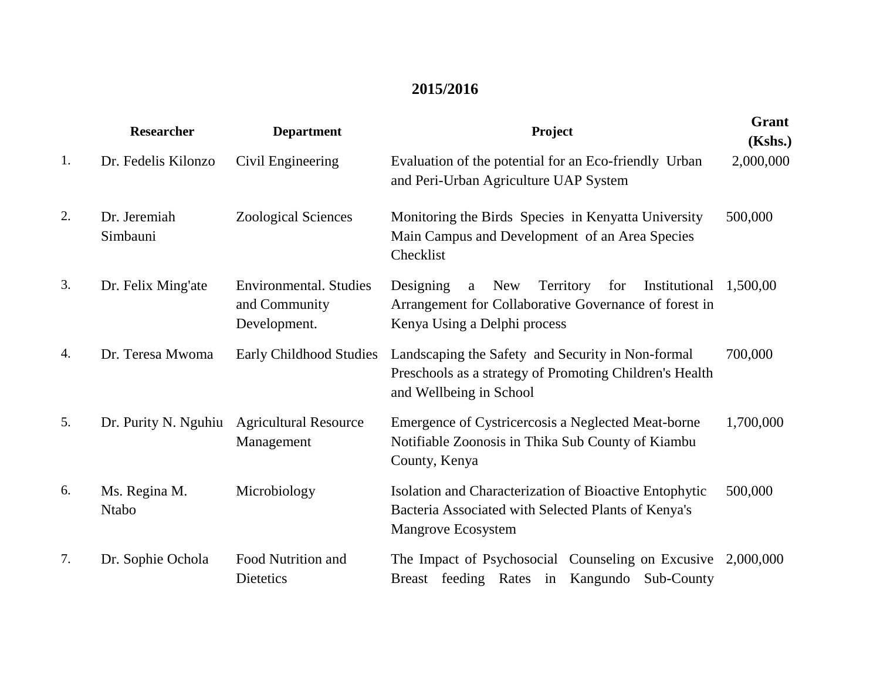## 2015/2016

| | Researcher | Department | Project | Grant (Kshs.) |
|---|---|---|---|---|
| 1. | Dr. Fedelis Kilonzo | Civil Engineering | Evaluation of the potential for an Eco-friendly Urban and Peri-Urban Agriculture UAP System | 2,000,000 |
| 2. | Dr. Jeremiah Simbauni | Zoological Sciences | Monitoring the Birds Species in Kenyatta University Main Campus and Development of an Area Species Checklist | 500,000 |
| 3. | Dr. Felix Ming'ate | Environmental. Studies and Community Development. | Designing a New Territory for Institutional Arrangement for Collaborative Governance of forest in Kenya Using a Delphi process | 1,500,00 |
| 4. | Dr. Teresa Mwoma | Early Childhood Studies | Landscaping the Safety and Security in Non-formal Preschools as a strategy of Promoting Children's Health and Wellbeing in School | 700,000 |
| 5. | Dr. Purity N. Nguhiu | Agricultural Resource Management | Emergence of Cystricercosis a Neglected Meat-borne Notifiable Zoonosis in Thika Sub County of Kiambu County, Kenya | 1,700,000 |
| 6. | Ms. Regina M. Ntabo | Microbiology | Isolation and Characterization of Bioactive Entophytic Bacteria Associated with Selected Plants of Kenya's Mangrove Ecosystem | 500,000 |
| 7. | Dr. Sophie Ochola | Food Nutrition and Dietetics | The Impact of Psychosocial Counseling on Excusive Breast feeding Rates in Kangundo Sub-County | 2,000,000 |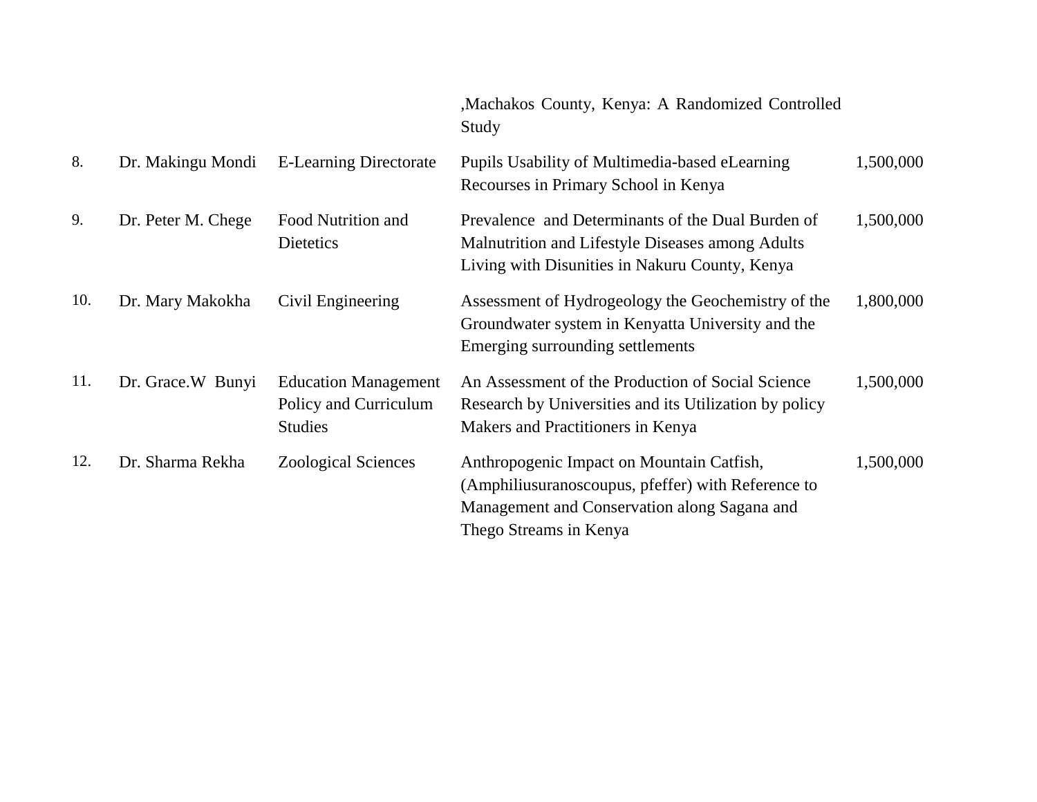| | | | | |
|---|---|---|---|---|
| | | | ,Machakos County, Kenya: A Randomized Controlled Study | |
| 8. | Dr. Makingu Mondi | E-Learning Directorate | Pupils Usability of Multimedia-based eLearning Recourses in Primary School in Kenya | 1,500,000 |
| 9. | Dr. Peter M. Chege | Food Nutrition and Dietetics | Prevalence and Determinants of the Dual Burden of Malnutrition and Lifestyle Diseases among Adults Living with Disunities in Nakuru County, Kenya | 1,500,000 |
| 10. | Dr. Mary Makokha | Civil Engineering | Assessment of Hydrogeology the Geochemistry of the Groundwater system in Kenyatta University and the Emerging surrounding settlements | 1,800,000 |
| 11. | Dr. Grace.W Bunyi | Education Management Policy and Curriculum Studies | An Assessment of the Production of Social Science Research by Universities and its Utilization by policy Makers and Practitioners in Kenya | 1,500,000 |
| 12. | Dr. Sharma Rekha | Zoological Sciences | Anthropogenic Impact on Mountain Catfish, (Amphiliusuranoscoupus, pfeffer) with Reference to Management and Conservation along Sagana and Thego Streams in Kenya | 1,500,000 |